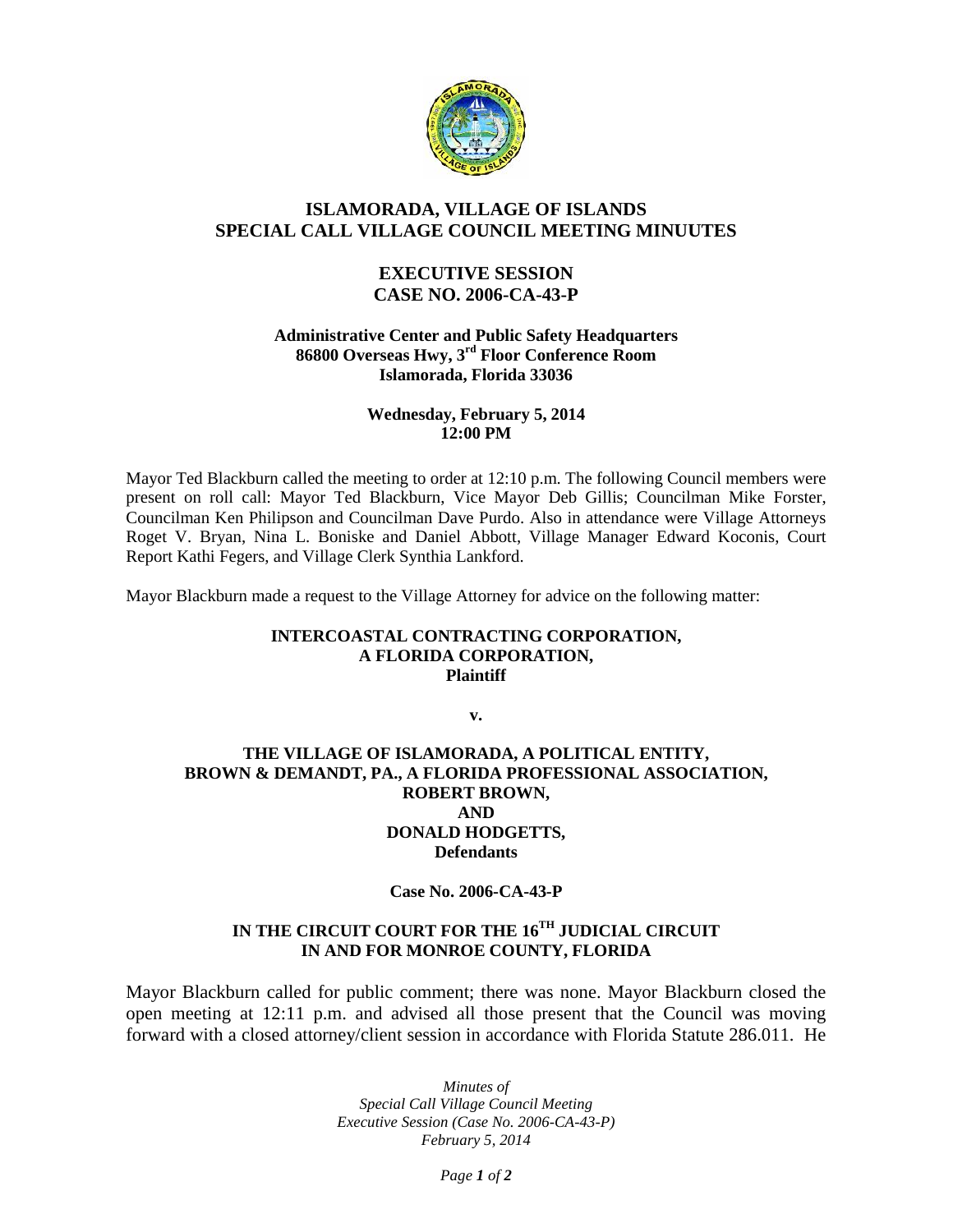# ISLAMORADA, VILLAGE OF ISLANDS
# SPECIAL CALL VILLAGE COUNCIL MEETING MINUUTES

## EXECUTIVE SESSION
## CASE NO. 2006-CA-43-P

**Administrative Center and Public Safety Headquarters**
**86800 Overseas Hwy, 3rd Floor Conference Room**
**Islamorada, Florida 33036**

**Wednesday, February 5, 2014**
**12:00 PM**

Mayor Ted Blackburn called the meeting to order at 12:10 p.m. The following Council members were present on roll call: Mayor Ted Blackburn, Vice Mayor Deb Gillis; Councilman Mike Forster, Councilman Ken Philipson and Councilman Dave Purdo. Also in attendance were Village Attorneys Roget V. Bryan, Nina L. Boniske and Daniel Abbott, Village Manager Edward Koconis, Court Report Kathi Fegers, and Village Clerk Synthia Lankford.

Mayor Blackburn made a request to the Village Attorney for advice on the following matter:

**INTERCOASTAL CONTRACTING CORPORATION,**
**A FLORIDA CORPORATION,**
**Plaintiff**

**v.**

**THE VILLAGE OF ISLAMORADA, A POLITICAL ENTITY,**
**BROWN & DEMANDT, PA., A FLORIDA PROFESSIONAL ASSOCIATION,**
**ROBERT BROWN,**
**AND**
**DONALD HODGETTS,**
**Defendants**

**Case No. 2006-CA-43-P**

**IN THE CIRCUIT COURT FOR THE 16TH JUDICIAL CIRCUIT**
**IN AND FOR MONROE COUNTY, FLORIDA**

Mayor Blackburn called for public comment; there was none. Mayor Blackburn closed the open meeting at 12:11 p.m. and advised all those present that the Council was moving forward with a closed attorney/client session in accordance with Florida Statute 286.011. He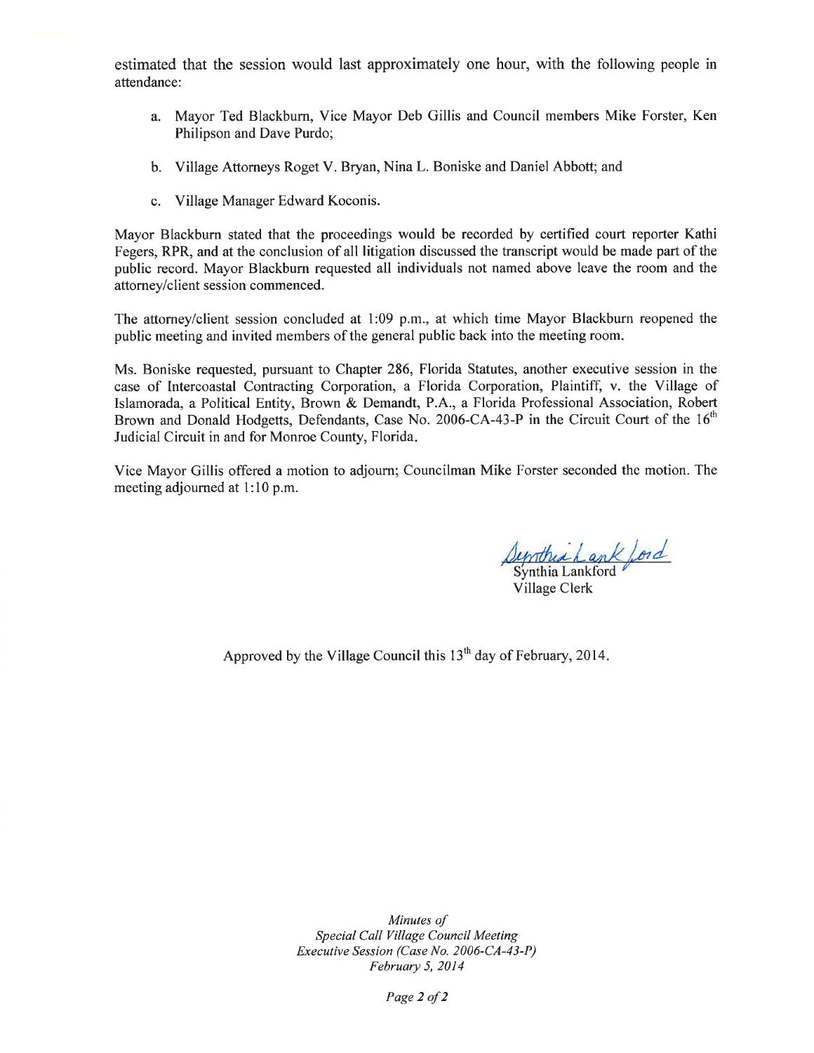estimated that the session would last approximately one hour, with the following people in attendance:

a. Mayor Ted Blackburn, Vice Mayor Deb Gillis and Council members Mike Forster, Ken Philipson and Dave Purdo;

b. Village Attorneys Roget V. Bryan, Nina L. Boniske and Daniel Abbott; and

c. Village Manager Edward Koconis.

Mayor Blackburn stated that the proceedings would be recorded by certified court reporter Kathi Fegers, RPR, and at the conclusion of all litigation discussed the transcript would be made part of the public record. Mayor Blackburn requested all individuals not named above leave the room and the attorney/client session commenced.

The attorney/client session concluded at 1:09 p.m., at which time Mayor Blackburn reopened the public meeting and invited members of the general public back into the meeting room.

Ms. Boniske requested, pursuant to Chapter 286, Florida Statutes, another executive session in the case of Intercoastal Contracting Corporation, a Florida Corporation, Plaintiff, v. the Village of Islamorada, a Political Entity, Brown & Demandt, P.A., a Florida Professional Association, Robert Brown and Donald Hodgetts, Defendants, Case No. 2006-CA-43-P in the Circuit Court of the 16th Judicial Circuit in and for Monroe County, Florida.

Vice Mayor Gillis offered a motion to adjourn; Councilman Mike Forster seconded the motion. The meeting adjourned at 1:10 p.m.

Synthia Lankford
Village Clerk

Approved by the Village Council this 13th day of February, 2014.

*Minutes of*
*Special Call Village Council Meeting*
*Executive Session (Case No. 2006-CA-43-P)*
*February 5, 2014*